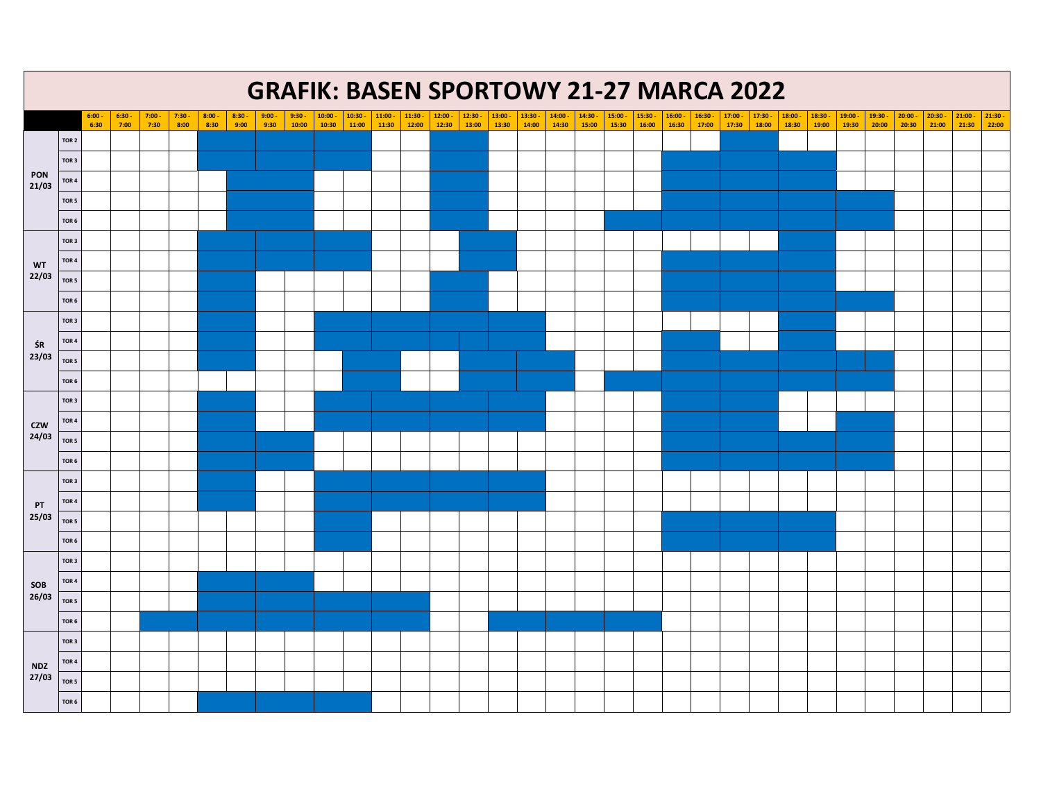# GRAFIK: BASEN SPORTOWY 21-27 MARCA 2022

| | | 6:00 - 6:30 | 6:30 - 7:00 | 7:00 - 7:30 | 7:30 - 8:00 | 8:00 - 8:30 | 8:30 - 9:00 | 9:00 - 9:30 | 9:30 - 10:00 | 10:00 - 10:30 | 10:30 - 11:00 | 11:00 - 11:30 | 11:30 - 12:00 | 12:00 - 12:30 | 12:30 - 13:00 | 13:00 - 13:30 | 13:30 - 14:00 | 14:00 - 14:30 | 14:30 - 15:00 | 15:00 - 15:30 | 15:30 - 16:00 | 16:00 - 16:30 | 16:30 - 17:00 | 17:00 - 17:30 | 17:30 - 18:00 | 18:00 - 18:30 | 18:30 - 19:00 | 19:00 - 19:30 | 19:30 - 20:00 | 20:00 - 20:30 | 20:30 - 21:00 | 21:00 - 21:30 | 21:30 - 22:00 |
|---|---|---|---|---|---|---|---|---|---|---|---|---|---|---|---|---|---|---|---|---|---|---|---|---|---|---|---|---|---|---|---|---|---|
| PON 21/03 | TOR 2 | | | | | | | | | | | | | | | | | | | | | | | | | | | | | | | | |
| | TOR 3 | | | | | | | | | | | | | | | | | | | | | | | | | | | | | | | | |
| | TOR 4 | | | | | | | | | | | | | | | | | | | | | | | | | | | | | | | | |
| | TOR 5 | | | | | | | | | | | | | | | | | | | | | | | | | | | | | | | | |
| | TOR 6 | | | | | | | | | | | | | | | | | | | | | | | | | | | | | | | | |
| WT 22/03 | TOR 3 | | | | | | | | | | | | | | | | | | | | | | | | | | | | | | | | |
| | TOR 4 | | | | | | | | | | | | | | | | | | | | | | | | | | | | | | | | |
| | TOR 5 | | | | | | | | | | | | | | | | | | | | | | | | | | | | | | | | |
| | TOR 6 | | | | | | | | | | | | | | | | | | | | | | | | | | | | | | | | |
| ŚR 23/03 | TOR 3 | | | | | | | | | | | | | | | | | | | | | | | | | | | | | | | | |
| | TOR 4 | | | | | | | | | | | | | | | | | | | | | | | | | | | | | | | | |
| | TOR 5 | | | | | | | | | | | | | | | | | | | | | | | | | | | | | | | | |
| | TOR 6 | | | | | | | | | | | | | | | | | | | | | | | | | | | | | | | | |
| CZW 24/03 | TOR 3 | | | | | | | | | | | | | | | | | | | | | | | | | | | | | | | | |
| | TOR 4 | | | | | | | | | | | | | | | | | | | | | | | | | | | | | | | | |
| | TOR 5 | | | | | | | | | | | | | | | | | | | | | | | | | | | | | | | | |
| | TOR 6 | | | | | | | | | | | | | | | | | | | | | | | | | | | | | | | | |
| PT 25/03 | TOR 3 | | | | | | | | | | | | | | | | | | | | | | | | | | | | | | | | |
| | TOR 4 | | | | | | | | | | | | | | | | | | | | | | | | | | | | | | | | |
| | TOR 5 | | | | | | | | | | | | | | | | | | | | | | | | | | | | | | | | |
| | TOR 6 | | | | | | | | | | | | | | | | | | | | | | | | | | | | | | | | |
| SOB 26/03 | TOR 3 | | | | | | | | | | | | | | | | | | | | | | | | | | | | | | | | |
| | TOR 4 | | | | | | | | | | | | | | | | | | | | | | | | | | | | | | | | |
| | TOR 5 | | | | | | | | | | | | | | | | | | | | | | | | | | | | | | | | |
| | TOR 6 | | | | | | | | | | | | | | | | | | | | | | | | | | | | | | | | |
| NDZ 27/03 | TOR 3 | | | | | | | | | | | | | | | | | | | | | | | | | | | | | | | | |
| | TOR 4 | | | | | | | | | | | | | | | | | | | | | | | | | | | | | | | | |
| | TOR 5 | | | | | | | | | | | | | | | | | | | | | | | | | | | | | | | | |
| | TOR 6 | | | | | | | | | | | | | | | | | | | | | | | | | | | | | | | | |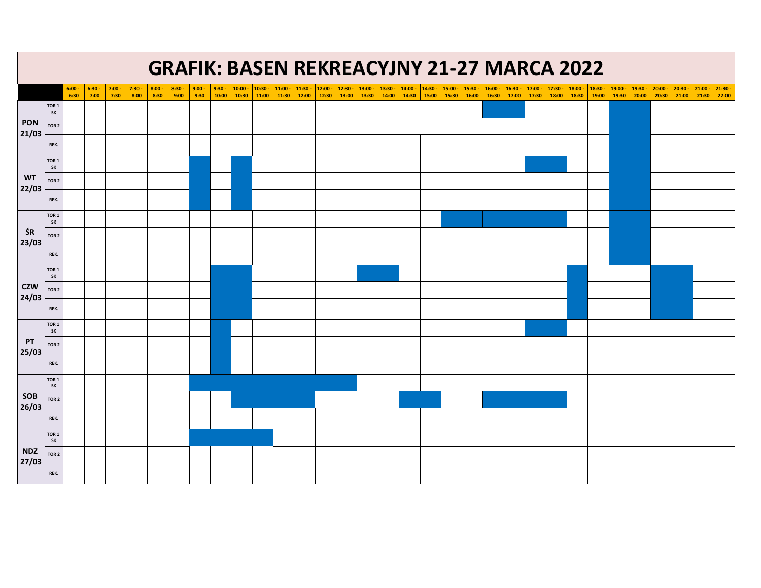# GRAFIK: BASEN REKREACYJNY 21-27 MARCA 2022

| | | 6:00 - 6:30 | 6:30 - 7:00 | 7:00 - 7:30 | 7:30 - 8:00 | 8:00 - 8:30 | 8:30 - 9:00 | 9:00 - 9:30 | 9:30 - 10:00 | 10:00 - 10:30 | 10:30 - 11:00 | 11:00 - 11:30 | 11:30 - 12:00 | 12:00 - 12:30 | 12:30 - 13:00 | 13:00 - 13:30 | 13:30 - 14:00 | 14:00 - 14:30 | 14:30 - 15:00 | 15:00 - 15:30 | 15:30 - 16:00 | 16:00 - 16:30 | 16:30 - 17:00 | 17:00 - 17:30 | 17:30 - 18:00 | 18:00 - 18:30 | 18:30 - 19:00 | 19:00 - 19:30 | 19:30 - 20:00 | 20:00 - 20:30 | 20:30 - 21:00 | 21:00 - 21:30 | 21:30 - 22:00 |
|---|---|---|---|---|---|---|---|---|---|---|---|---|---|---|---|---|---|---|---|---|---|---|---|---|---|---|---|---|---|---|---|---|---|
| PON 21/03 | TOR 1 SK | | | | | | | | | | | | | | | | | | | | | | | | | | | | | | | | |
| | TOR 2 | | | | | | | | | | | | | | | | | | | | | | | | | | | | | | | | |
| | REK. | | | | | | | | | | | | | | | | | | | | | | | | | | | | | | | | |
| WT 22/03 | TOR 1 SK | | | | | | | | | | | | | | | | | | | | | | | | | | | | | | | | |
| | TOR 2 | | | | | | | | | | | | | | | | | | | | | | | | | | | | | | | | |
| | REK. | | | | | | | | | | | | | | | | | | | | | | | | | | | | | | | | |
| ŚR 23/03 | TOR 1 SK | | | | | | | | | | | | | | | | | | | | | | | | | | | | | | | | |
| | TOR 2 | | | | | | | | | | | | | | | | | | | | | | | | | | | | | | | | |
| | REK. | | | | | | | | | | | | | | | | | | | | | | | | | | | | | | | | |
| CZW 24/03 | TOR 1 SK | | | | | | | | | | | | | | | | | | | | | | | | | | | | | | | | |
| | TOR 2 | | | | | | | | | | | | | | | | | | | | | | | | | | | | | | | | |
| | REK. | | | | | | | | | | | | | | | | | | | | | | | | | | | | | | | | |
| PT 25/03 | TOR 1 SK | | | | | | | | | | | | | | | | | | | | | | | | | | | | | | | | |
| | TOR 2 | | | | | | | | | | | | | | | | | | | | | | | | | | | | | | | | |
| | REK. | | | | | | | | | | | | | | | | | | | | | | | | | | | | | | | | |
| SOB 26/03 | TOR 1 SK | | | | | | | | | | | | | | | | | | | | | | | | | | | | | | | | |
| | TOR 2 | | | | | | | | | | | | | | | | | | | | | | | | | | | | | | | | |
| | REK. | | | | | | | | | | | | | | | | | | | | | | | | | | | | | | | | |
| NDZ 27/03 | TOR 1 SK | | | | | | | | | | | | | | | | | | | | | | | | | | | | | | | | |
| | TOR 2 | | | | | | | | | | | | | | | | | | | | | | | | | | | | | | | | |
| | REK. | | | | | | | | | | | | | | | | | | | | | | | | | | | | | | | | |